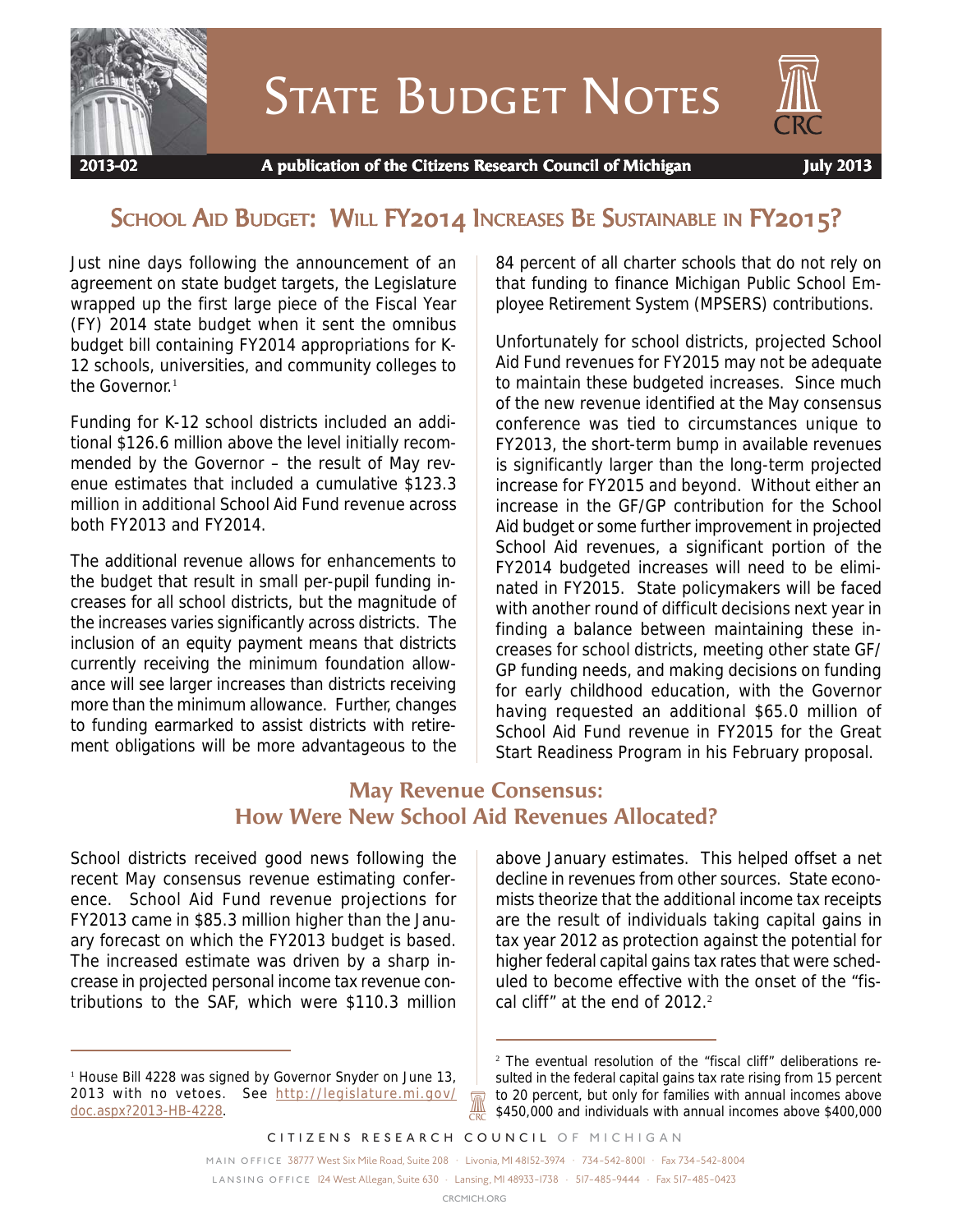# State Budget Notes

2013-02 A publication of the Citizens Research Council of Michigan July 2013

## School Aid Budget: Will FY2014 Increases Be Sustainable in FY2015?

Just nine days following the announcement of an agreement on state budget targets, the Legislature wrapped up the first large piece of the Fiscal Year (FY) 2014 state budget when it sent the omnibus budget bill containing FY2014 appropriations for K-12 schools, universities, and community colleges to the Governor.[1]

Funding for K-12 school districts included an additional $126.6 million above the level initially recommended by the Governor – the result of May revenue estimates that included a cumulative $123.3 million in additional School Aid Fund revenue across both FY2013 and FY2014.

The additional revenue allows for enhancements to the budget that result in small per-pupil funding increases for all school districts, but the magnitude of the increases varies significantly across districts. The inclusion of an equity payment means that districts currently receiving the minimum foundation allowance will see larger increases than districts receiving more than the minimum allowance. Further, changes to funding earmarked to assist districts with retirement obligations will be more advantageous to the 84 percent of all charter schools that do not rely on that funding to finance Michigan Public School Employee Retirement System (MPSERS) contributions.

Unfortunately for school districts, projected School Aid Fund revenues for FY2015 may not be adequate to maintain these budgeted increases. Since much of the new revenue identified at the May consensus conference was tied to circumstances unique to FY2013, the short-term bump in available revenues is significantly larger than the long-term projected increase for FY2015 and beyond. Without either an increase in the GF/GP contribution for the School Aid budget or some further improvement in projected School Aid revenues, a significant portion of the FY2014 budgeted increases will need to be eliminated in FY2015. State policymakers will be faced with another round of difficult decisions next year in finding a balance between maintaining these increases for school districts, meeting other state GF/GP funding needs, and making decisions on funding for early childhood education, with the Governor having requested an additional $65.0 million of School Aid Fund revenue in FY2015 for the Great Start Readiness Program in his February proposal.

### May Revenue Consensus: How Were New School Aid Revenues Allocated?

School districts received good news following the recent May consensus revenue estimating conference. School Aid Fund revenue projections for FY2013 came in $85.3 million higher than the January forecast on which the FY2013 budget is based. The increased estimate was driven by a sharp increase in projected personal income tax revenue contributions to the SAF, which were $110.3 million above January estimates. This helped offset a net decline in revenues from other sources. State economists theorize that the additional income tax receipts are the result of individuals taking capital gains in tax year 2012 as protection against the potential for higher federal capital gains tax rates that were scheduled to become effective with the onset of the "fiscal cliff" at the end of 2012.[2]

---

[1] House Bill 4228 was signed by Governor Snyder on June 13, 2013 with no vetoes. See http://legislature.mi.gov/doc.aspx?2013-HB-4228.

[2] The eventual resolution of the "fiscal cliff" deliberations resulted in the federal capital gains tax rate rising from 15 percent to 20 percent, but only for families with annual incomes above $450,000 and individuals with annual incomes above $400,000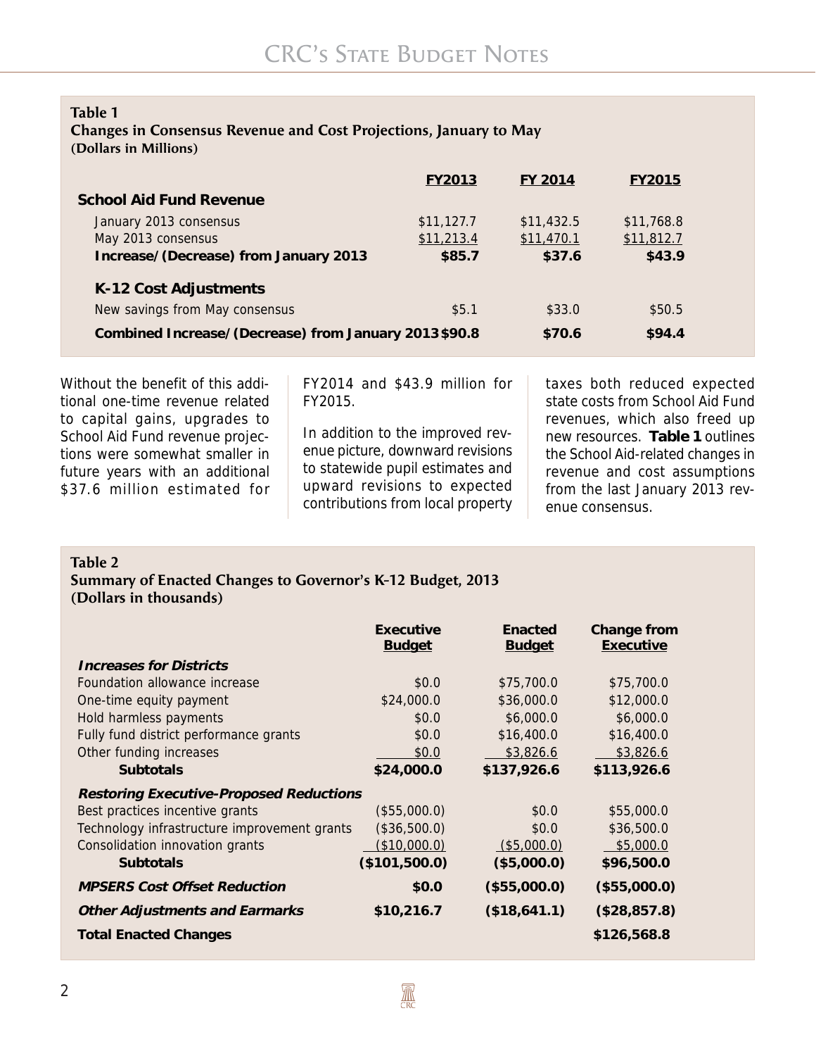**Table 1**
**Changes in Consensus Revenue and Cost Projections, January to May**
**(Dollars in Millions)**

| | FY2013 | FY 2014 | FY2015 |
|---|---|---|---|
| **School Aid Fund Revenue** | | | |
| January 2013 consensus | $11,127.7 | $11,432.5 | $11,768.8 |
| May 2013 consensus | $11,213.4 | $11,470.1 | $11,812.7 |
| **Increase/(Decrease) from January 2013** | **$85.7** | **$37.6** | **$43.9** |
| **K-12 Cost Adjustments** | | | |
| New savings from May consensus | $5.1 | $33.0 | $50.5 |
| **Combined Increase/(Decrease) from January 2013** | **$90.8** | **$70.6** | **$94.4** |

Without the benefit of this additional one-time revenue related to capital gains, upgrades to School Aid Fund revenue projections were somewhat smaller in future years with an additional $37.6 million estimated for FY2014 and $43.9 million for FY2015.

In addition to the improved revenue picture, downward revisions to statewide pupil estimates and upward revisions to expected contributions from local property taxes both reduced expected state costs from School Aid Fund revenues, which also freed up new resources. **Table 1** outlines the School Aid-related changes in revenue and cost assumptions from the last January 2013 revenue consensus.

**Table 2**
**Summary of Enacted Changes to Governor's K-12 Budget, 2013**
**(Dollars in thousands)**

| | Executive Budget | Enacted Budget | Change from Executive |
|---|---|---|---|
| ***Increases for Districts*** | | | |
| Foundation allowance increase | $0.0 | $75,700.0 | $75,700.0 |
| One-time equity payment | $24,000.0 | $36,000.0 | $12,000.0 |
| Hold harmless payments | $0.0 | $6,000.0 | $6,000.0 |
| Fully fund district performance grants | $0.0 | $16,400.0 | $16,400.0 |
| Other funding increases | $0.0 | $3,826.6 | $3,826.6 |
| **Subtotals** | **$24,000.0** | **$137,926.6** | **$113,926.6** |
| ***Restoring Executive-Proposed Reductions*** | | | |
| Best practices incentive grants | ($55,000.0) | $0.0 | $55,000.0 |
| Technology infrastructure improvement grants | ($36,500.0) | $0.0 | $36,500.0 |
| Consolidation innovation grants | ($10,000.0) | ($5,000.0) | $5,000.0 |
| **Subtotals** | **($101,500.0)** | **($5,000.0)** | **$96,500.0** |
| ***MPSERS Cost Offset Reduction*** | **$0.0** | **($55,000.0)** | **($55,000.0)** |
| ***Other Adjustments and Earmarks*** | **$10,216.7** | **($18,641.1)** | **($28,857.8)** |
| **Total Enacted Changes** | | | **$126,568.8** |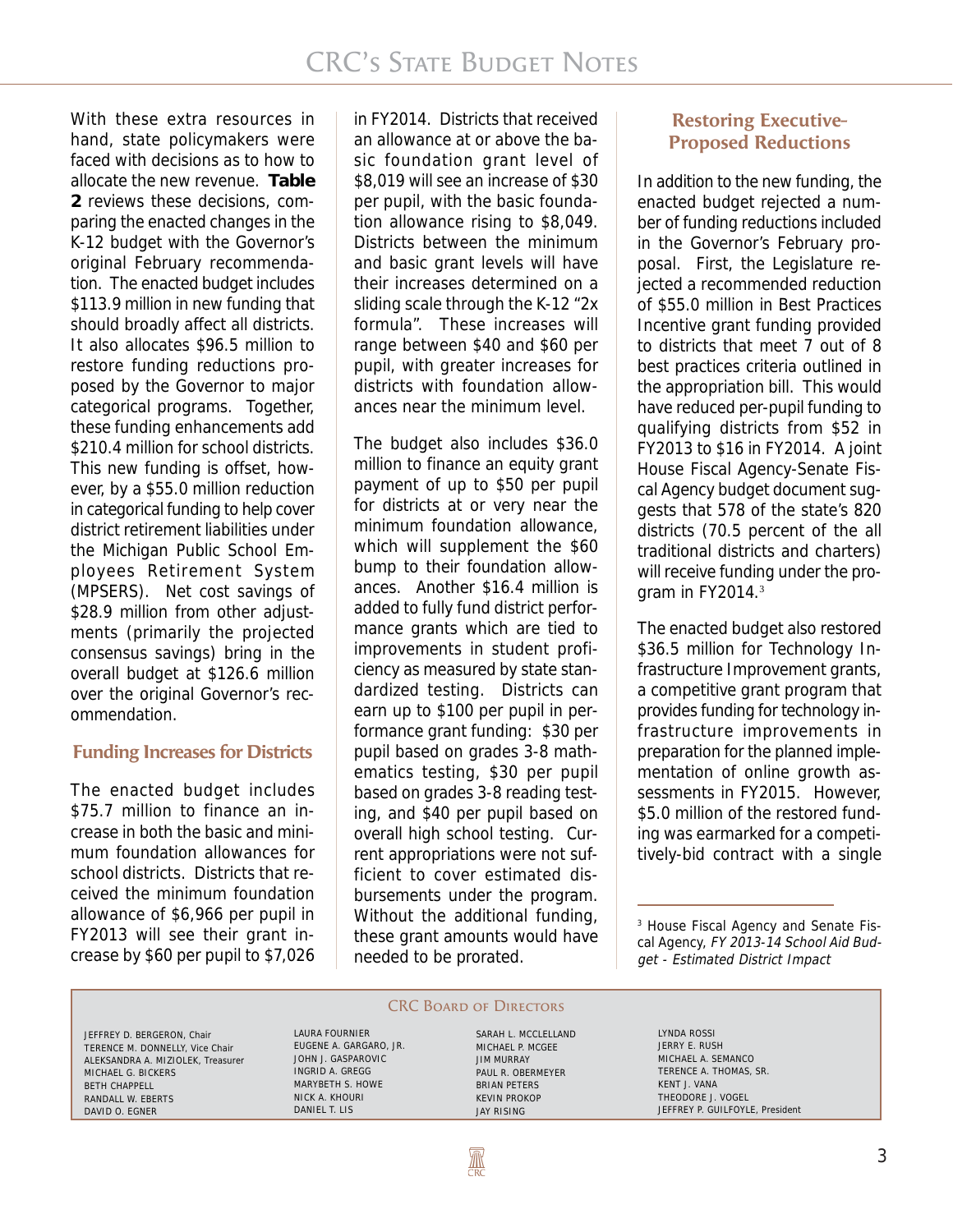With these extra resources in hand, state policymakers were faced with decisions as to how to allocate the new revenue. **Table 2** reviews these decisions, comparing the enacted changes in the K-12 budget with the Governor's original February recommendation. The enacted budget includes $113.9 million in new funding that should broadly affect all districts. It also allocates $96.5 million to restore funding reductions proposed by the Governor to major categorical programs. Together, these funding enhancements add $210.4 million for school districts. This new funding is offset, however, by a $55.0 million reduction in categorical funding to help cover district retirement liabilities under the Michigan Public School Employees Retirement System (MPSERS). Net cost savings of $28.9 million from other adjustments (primarily the projected consensus savings) bring in the overall budget at $126.6 million over the original Governor's recommendation.

## Funding Increases for Districts

The enacted budget includes $75.7 million to finance an increase in both the basic and minimum foundation allowances for school districts. Districts that received the minimum foundation allowance of $6,966 per pupil in FY2013 will see their grant increase by $60 per pupil to $7,026 in FY2014. Districts that received an allowance at or above the basic foundation grant level of $8,019 will see an increase of $30 per pupil, with the basic foundation allowance rising to $8,049. Districts between the minimum and basic grant levels will have their increases determined on a sliding scale through the K-12 "2x formula". These increases will range between $40 and $60 per pupil, with greater increases for districts with foundation allowances near the minimum level.

The budget also includes $36.0 million to finance an equity grant payment of up to $50 per pupil for districts at or very near the minimum foundation allowance, which will supplement the $60 bump to their foundation allowances. Another $16.4 million is added to fully fund district performance grants which are tied to improvements in student proficiency as measured by state standardized testing. Districts can earn up to $100 per pupil in performance grant funding: $30 per pupil based on grades 3-8 mathematics testing, $30 per pupil based on grades 3-8 reading testing, and $40 per pupil based on overall high school testing. Current appropriations were not sufficient to cover estimated disbursements under the program. Without the additional funding, these grant amounts would have needed to be prorated.

## Restoring Executive-Proposed Reductions

In addition to the new funding, the enacted budget rejected a number of funding reductions included in the Governor's February proposal. First, the Legislature rejected a recommended reduction of $55.0 million in Best Practices Incentive grant funding provided to districts that meet 7 out of 8 best practices criteria outlined in the appropriation bill. This would have reduced per-pupil funding to qualifying districts from $52 in FY2013 to $16 in FY2014. A joint House Fiscal Agency-Senate Fiscal Agency budget document suggests that 578 of the state's 820 districts (70.5 percent of the all traditional districts and charters) will receive funding under the program in FY2014.[3]

The enacted budget also restored $36.5 million for Technology Infrastructure Improvement grants, a competitive grant program that provides funding for technology infrastructure improvements in preparation for the planned implementation of online growth assessments in FY2015. However, $5.0 million of the restored funding was earmarked for a competitively-bid contract with a single

[3] House Fiscal Agency and Senate Fiscal Agency, *FY 2013-14 School Aid Budget - Estimated District Impact*

## CRC Board of Directors

JEFFREY D. BERGERON, Chair
TERENCE M. DONNELLY, Vice Chair
ALEKSANDRA A. MIZIOLEK, Treasurer
MICHAEL G. BICKERS
BETH CHAPPELL
RANDALL W. EBERTS
DAVID O. EGNER
LAURA FOURNIER
EUGENE A. GARGARO, JR.
JOHN J. GASPAROVIC
INGRID A. GREGG
MARYBETH S. HOWE
NICK A. KHOURI
DANIEL T. LIS
SARAH L. MCCLELLAND
MICHAEL P. MCGEE
JIM MURRAY
PAUL R. OBERMEYER
BRIAN PETERS
KEVIN PROKOP
JAY RISING
LYNDA ROSSI
JERRY E. RUSH
MICHAEL A. SEMANCO
TERENCE A. THOMAS, SR.
KENT J. VANA
THEODORE J. VOGEL
JEFFREY P. GUILFOYLE, President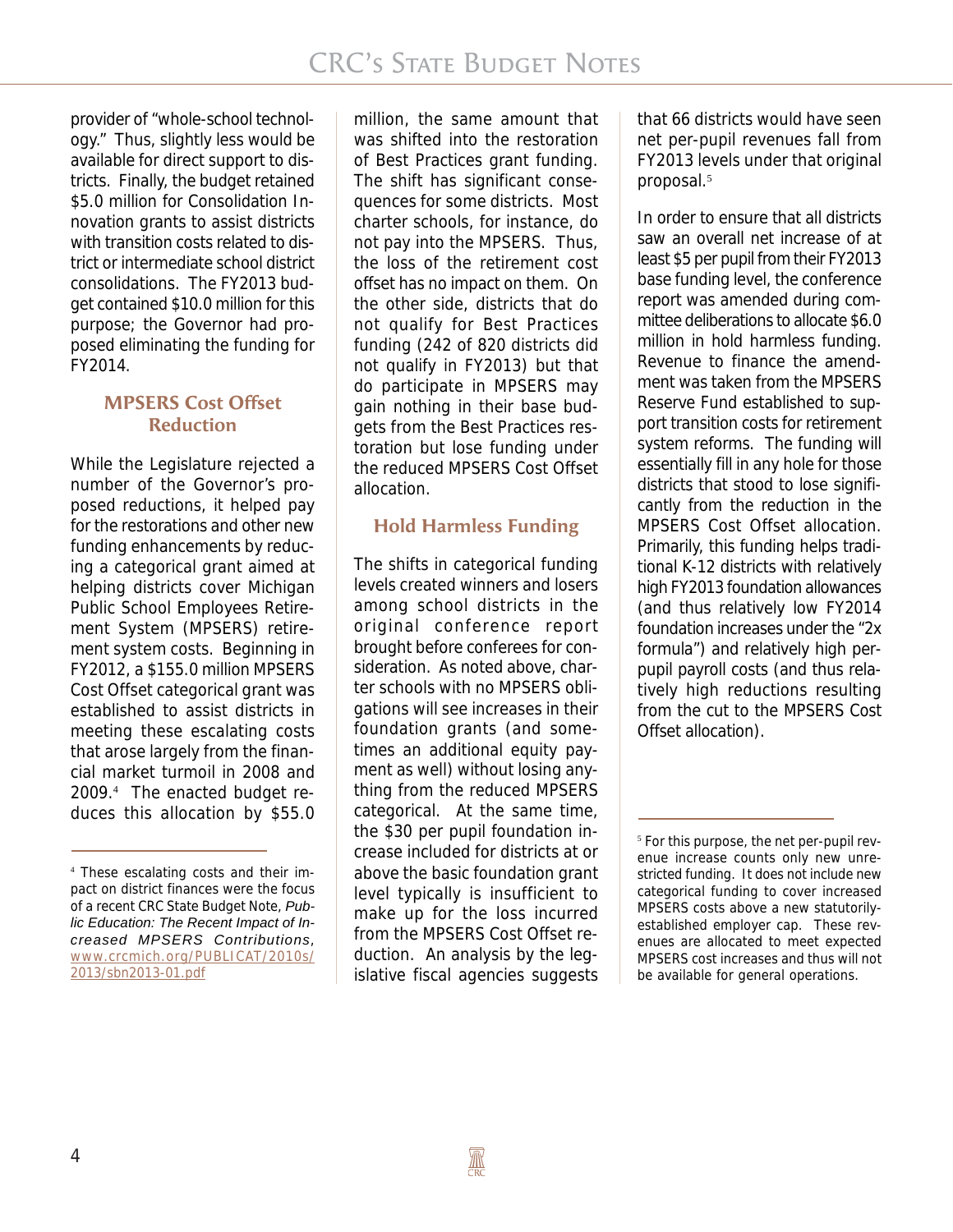provider of "whole-school technology." Thus, slightly less would be available for direct support to districts. Finally, the budget retained $5.0 million for Consolidation Innovation grants to assist districts with transition costs related to district or intermediate school district consolidations. The FY2013 budget contained $10.0 million for this purpose; the Governor had proposed eliminating the funding for FY2014.

### MPSERS Cost Offset Reduction

While the Legislature rejected a number of the Governor's proposed reductions, it helped pay for the restorations and other new funding enhancements by reducing a categorical grant aimed at helping districts cover Michigan Public School Employees Retirement System (MPSERS) retirement system costs. Beginning in FY2012, a $155.0 million MPSERS Cost Offset categorical grant was established to assist districts in meeting these escalating costs that arose largely from the financial market turmoil in 2008 and 2009.[4] The enacted budget reduces this allocation by $55.0 million, the same amount that was shifted into the restoration of Best Practices grant funding. The shift has significant consequences for some districts. Most charter schools, for instance, do not pay into the MPSERS. Thus, the loss of the retirement cost offset has no impact on them. On the other side, districts that do not qualify for Best Practices funding (242 of 820 districts did not qualify in FY2013) but that do participate in MPSERS may gain nothing in their base budgets from the Best Practices restoration but lose funding under the reduced MPSERS Cost Offset allocation.

### Hold Harmless Funding

The shifts in categorical funding levels created winners and losers among school districts in the original conference report brought before conferees for consideration. As noted above, charter schools with no MPSERS obligations will see increases in their foundation grants (and sometimes an additional equity payment as well) without losing anything from the reduced MPSERS categorical. At the same time, the $30 per pupil foundation increase included for districts at or above the basic foundation grant level typically is insufficient to make up for the loss incurred from the MPSERS Cost Offset reduction. An analysis by the legislative fiscal agencies suggests that 66 districts would have seen net per-pupil revenues fall from FY2013 levels under that original proposal.[5]

In order to ensure that all districts saw an overall net increase of at least $5 per pupil from their FY2013 base funding level, the conference report was amended during committee deliberations to allocate $6.0 million in hold harmless funding. Revenue to finance the amendment was taken from the MPSERS Reserve Fund established to support transition costs for retirement system reforms. The funding will essentially fill in any hole for those districts that stood to lose significantly from the reduction in the MPSERS Cost Offset allocation. Primarily, this funding helps traditional K-12 districts with relatively high FY2013 foundation allowances (and thus relatively low FY2014 foundation increases under the "2x formula") and relatively high per-pupil payroll costs (and thus relatively high reductions resulting from the cut to the MPSERS Cost Offset allocation).

---

[4] These escalating costs and their impact on district finances were the focus of a recent CRC State Budget Note, *Public Education: The Recent Impact of Increased MPSERS Contributions*, www.crcmich.org/PUBLICAT/2010s/2013/sbn2013-01.pdf

[5] For this purpose, the net per-pupil revenue increase counts only new unrestricted funding. It does not include new categorical funding to cover increased MPSERS costs above a new statutorily-established employer cap. These revenues are allocated to meet expected MPSERS cost increases and thus will not be available for general operations.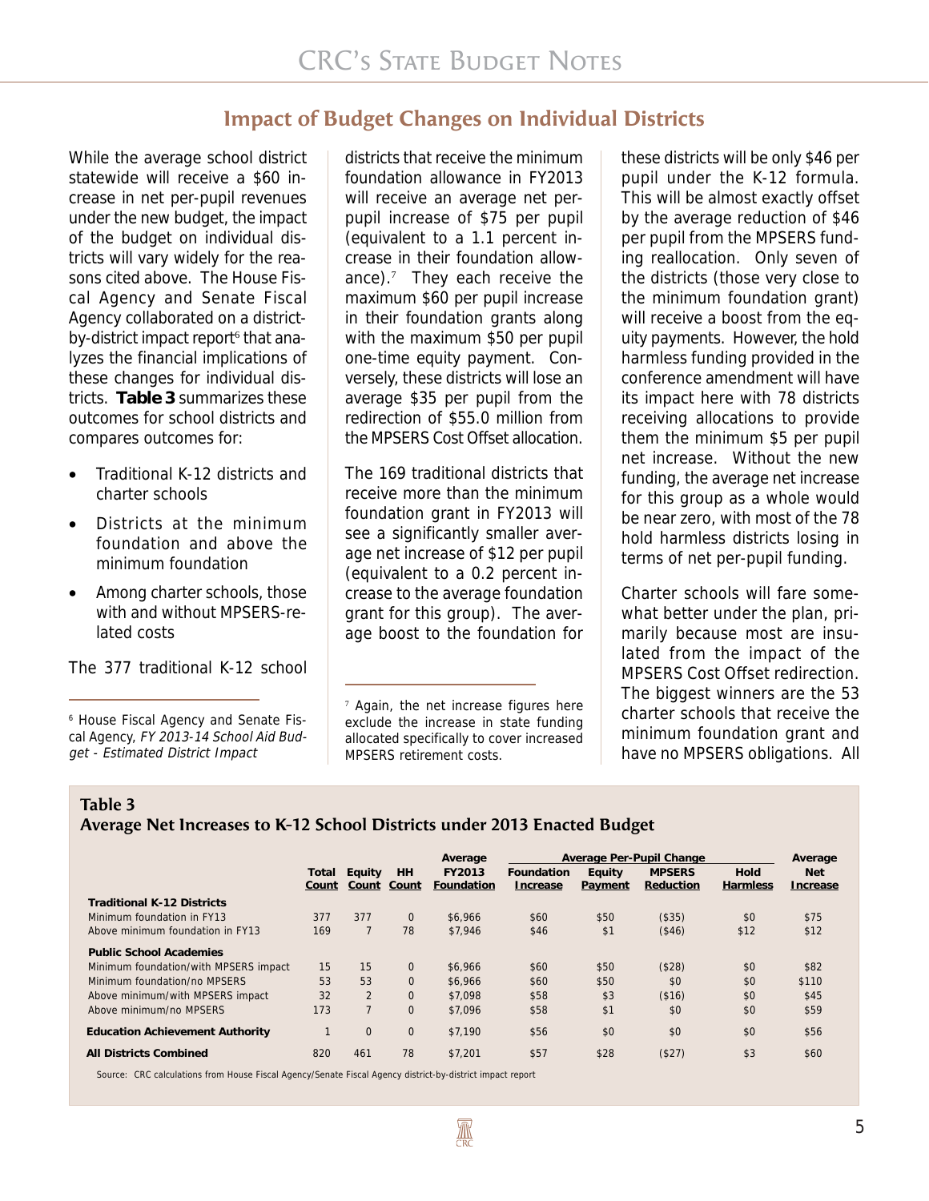## Impact of Budget Changes on Individual Districts

While the average school district statewide will receive a $60 increase in net per-pupil revenues under the new budget, the impact of the budget on individual districts will vary widely for the reasons cited above. The House Fiscal Agency and Senate Fiscal Agency collaborated on a district-by-district impact report[6] that analyzes the financial implications of these changes for individual districts. **Table 3** summarizes these outcomes for school districts and compares outcomes for:

- Traditional K-12 districts and charter schools
- Districts at the minimum foundation and above the minimum foundation
- Among charter schools, those with and without MPSERS-related costs

The 377 traditional K-12 school districts that receive the minimum foundation allowance in FY2013 will receive an average net per-pupil increase of $75 per pupil (equivalent to a 1.1 percent increase in their foundation allowance).[7] They each receive the maximum $60 per pupil increase in their foundation grants along with the maximum $50 per pupil one-time equity payment. Conversely, these districts will lose an average $35 per pupil from the redirection of $55.0 million from the MPSERS Cost Offset allocation.

The 169 traditional districts that receive more than the minimum foundation grant in FY2013 will see a significantly smaller average net increase of $12 per pupil (equivalent to a 0.2 percent increase to the average foundation grant for this group). The average boost to the foundation for these districts will be only $46 per pupil under the K-12 formula. This will be almost exactly offset by the average reduction of $46 per pupil from the MPSERS funding reallocation. Only seven of the districts (those very close to the minimum foundation grant) will receive a boost from the equity payments. However, the hold harmless funding provided in the conference amendment will have its impact here with 78 districts receiving allocations to provide them the minimum $5 per pupil net increase. Without the new funding, the average net increase for this group as a whole would be near zero, with most of the 78 hold harmless districts losing in terms of net per-pupil funding.

Charter schools will fare somewhat better under the plan, primarily because most are insulated from the impact of the MPSERS Cost Offset redirection. The biggest winners are the 53 charter schools that receive the minimum foundation grant and have no MPSERS obligations. All

[6] House Fiscal Agency and Senate Fiscal Agency, *FY 2013-14 School Aid Budget - Estimated District Impact*

[7] Again, the net increase figures here exclude the increase in state funding allocated specifically to cover increased MPSERS retirement costs.

**Table 3**
**Average Net Increases to K-12 School Districts under 2013 Enacted Budget**

| | Total Count | Equity Count | HH Count | Average FY2013 Foundation | Average Per-Pupil Change: Foundation Increase | Equity Payment | MPSERS Reduction | Hold Harmless | Average Net Increase |
|---|---|---|---|---|---|---|---|---|---|
| **Traditional K-12 Districts** | | | | | | | | | |
| Minimum foundation in FY13 | 377 | 377 | 0 | $6,966 | $60 | $50 | ($35) | $0 | $75 |
| Above minimum foundation in FY13 | 169 | 7 | 78 | $7,946 | $46 | $1 | ($46) | $12 | $12 |
| **Public School Academies** | | | | | | | | | |
| Minimum foundation/with MPSERS impact | 15 | 15 | 0 | $6,966 | $60 | $50 | ($28) | $0 | $82 |
| Minimum foundation/no MPSERS | 53 | 53 | 0 | $6,966 | $60 | $50 | $0 | $0 | $110 |
| Above minimum/with MPSERS impact | 32 | 2 | 0 | $7,098 | $58 | $3 | ($16) | $0 | $45 |
| Above minimum/no MPSERS | 173 | 7 | 0 | $7,096 | $58 | $1 | $0 | $0 | $59 |
| **Education Achievement Authority** | 1 | 0 | 0 | $7,190 | $56 | $0 | $0 | $0 | $56 |
| **All Districts Combined** | 820 | 461 | 78 | $7,201 | $57 | $28 | ($27) | $3 | $60 |

Source: CRC calculations from House Fiscal Agency/Senate Fiscal Agency district-by-district impact report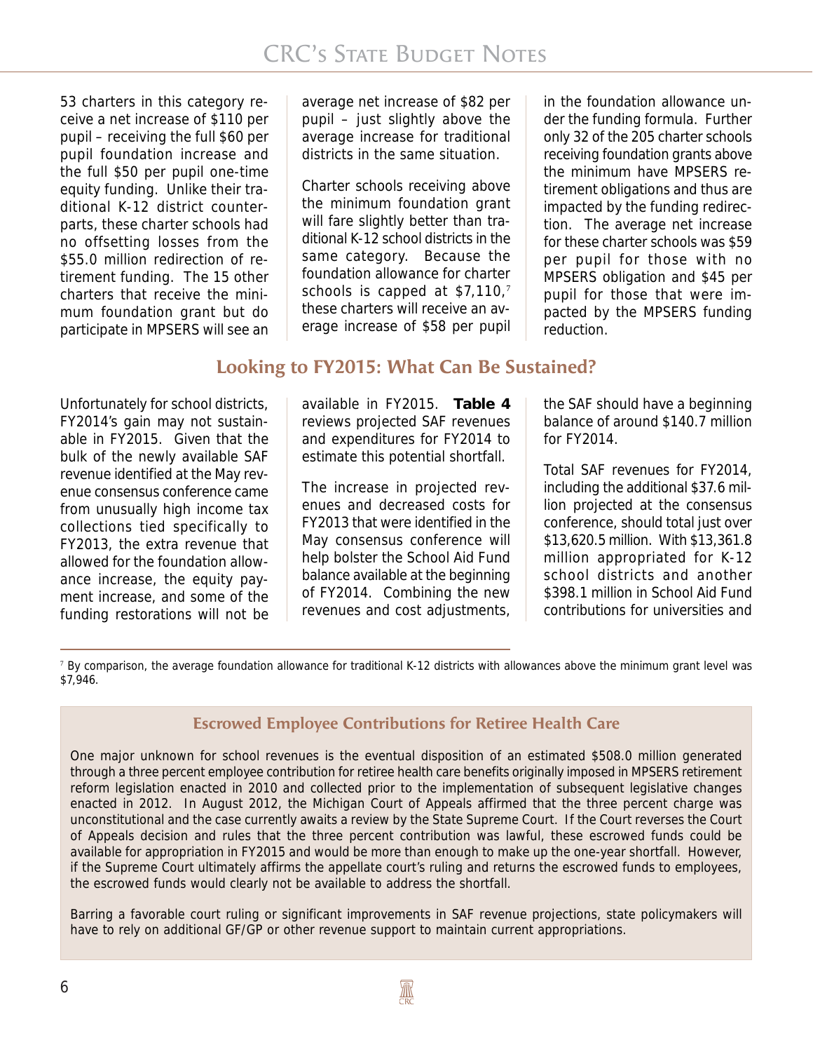53 charters in this category receive a net increase of $110 per pupil – receiving the full $60 per pupil foundation increase and the full $50 per pupil one-time equity funding. Unlike their traditional K-12 district counterparts, these charter schools had no offsetting losses from the $55.0 million redirection of retirement funding. The 15 other charters that receive the minimum foundation grant but do participate in MPSERS will see an average net increase of $82 per pupil – just slightly above the average increase for traditional districts in the same situation.

Charter schools receiving above the minimum foundation grant will fare slightly better than traditional K-12 school districts in the same category. Because the foundation allowance for charter schools is capped at $7,110,[7] these charters will receive an average increase of $58 per pupil in the foundation allowance under the funding formula. Further only 32 of the 205 charter schools receiving foundation grants above the minimum have MPSERS retirement obligations and thus are impacted by the funding redirection. The average net increase for these charter schools was $59 per pupil for those with no MPSERS obligation and $45 per pupil for those that were impacted by the MPSERS funding reduction.

## Looking to FY2015: What Can Be Sustained?

Unfortunately for school districts, FY2014's gain may not sustainable in FY2015. Given that the bulk of the newly available SAF revenue identified at the May revenue consensus conference came from unusually high income tax collections tied specifically to FY2013, the extra revenue that allowed for the foundation allowance increase, the equity payment increase, and some of the funding restorations will not be available in FY2015. **Table 4** reviews projected SAF revenues and expenditures for FY2014 to estimate this potential shortfall.

The increase in projected revenues and decreased costs for FY2013 that were identified in the May consensus conference will help bolster the School Aid Fund balance available at the beginning of FY2014. Combining the new revenues and cost adjustments, the SAF should have a beginning balance of around $140.7 million for FY2014.

Total SAF revenues for FY2014, including the additional $37.6 million projected at the consensus conference, should total just over $13,620.5 million. With $13,361.8 million appropriated for K-12 school districts and another $398.1 million in School Aid Fund contributions for universities and

[7] By comparison, the average foundation allowance for traditional K-12 districts with allowances above the minimum grant level was $7,946.

### Escrowed Employee Contributions for Retiree Health Care

One major unknown for school revenues is the eventual disposition of an estimated $508.0 million generated through a three percent employee contribution for retiree health care benefits originally imposed in MPSERS retirement reform legislation enacted in 2010 and collected prior to the implementation of subsequent legislative changes enacted in 2012. In August 2012, the Michigan Court of Appeals affirmed that the three percent charge was unconstitutional and the case currently awaits a review by the State Supreme Court. If the Court reverses the Court of Appeals decision and rules that the three percent contribution was lawful, these escrowed funds could be available for appropriation in FY2015 and would be more than enough to make up the one-year shortfall. However, if the Supreme Court ultimately affirms the appellate court's ruling and returns the escrowed funds to employees, the escrowed funds would clearly not be available to address the shortfall.

Barring a favorable court ruling or significant improvements in SAF revenue projections, state policymakers will have to rely on additional GF/GP or other revenue support to maintain current appropriations.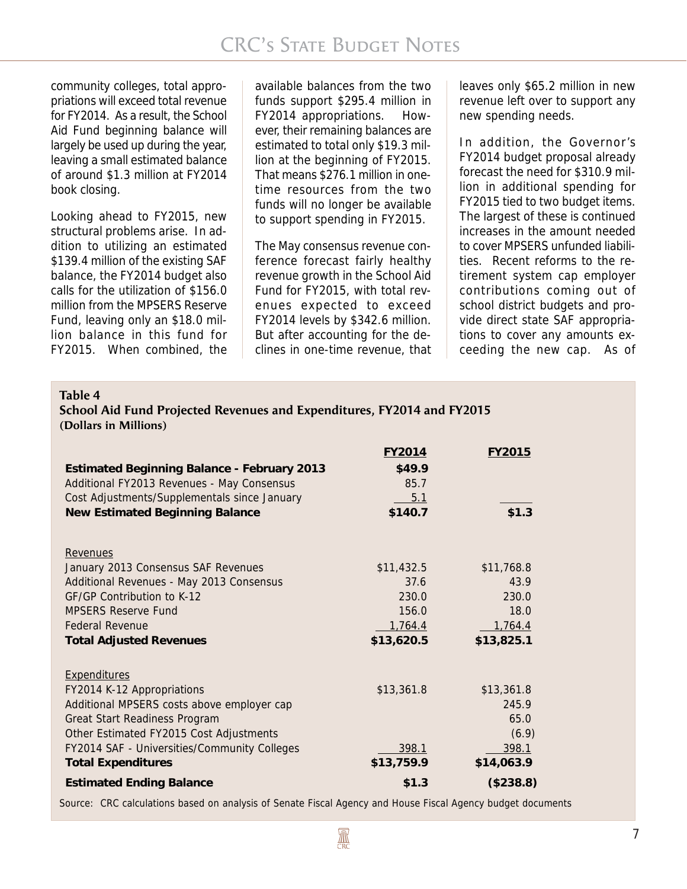community colleges, total appropriations will exceed total revenue for FY2014. As a result, the School Aid Fund beginning balance will largely be used up during the year, leaving a small estimated balance of around $1.3 million at FY2014 book closing.

Looking ahead to FY2015, new structural problems arise. In addition to utilizing an estimated $139.4 million of the existing SAF balance, the FY2014 budget also calls for the utilization of $156.0 million from the MPSERS Reserve Fund, leaving only an $18.0 million balance in this fund for FY2015. When combined, the available balances from the two funds support $295.4 million in FY2014 appropriations. However, their remaining balances are estimated to total only $19.3 million at the beginning of FY2015. That means $276.1 million in one-time resources from the two funds will no longer be available to support spending in FY2015.

The May consensus revenue conference forecast fairly healthy revenue growth in the School Aid Fund for FY2015, with total revenues expected to exceed FY2014 levels by $342.6 million. But after accounting for the declines in one-time revenue, that leaves only $65.2 million in new revenue left over to support any new spending needs.

In addition, the Governor's FY2014 budget proposal already forecast the need for $310.9 million in additional spending for FY2015 tied to two budget items. The largest of these is continued increases in the amount needed to cover MPSERS unfunded liabilities. Recent reforms to the retirement system cap employer contributions coming out of school district budgets and provide direct state SAF appropriations to cover any amounts exceeding the new cap. As of

**Table 4**
**School Aid Fund Projected Revenues and Expenditures, FY2014 and FY2015**
**(Dollars in Millions)**

| | FY2014 | FY2015 |
|---|---|---|
| **Estimated Beginning Balance - February 2013** | **$49.9** | |
| Additional FY2013 Revenues - May Consensus | 85.7 | |
| Cost Adjustments/Supplementals since January | 5.1 | |
| **New Estimated Beginning Balance** | **$140.7** | **$1.3** |
| Revenues | | |
| January 2013 Consensus SAF Revenues | $11,432.5 | $11,768.8 |
| Additional Revenues - May 2013 Consensus | 37.6 | 43.9 |
| GF/GP Contribution to K-12 | 230.0 | 230.0 |
| MPSERS Reserve Fund | 156.0 | 18.0 |
| Federal Revenue | 1,764.4 | 1,764.4 |
| **Total Adjusted Revenues** | **$13,620.5** | **$13,825.1** |
| Expenditures | | |
| FY2014 K-12 Appropriations | $13,361.8 | $13,361.8 |
| Additional MPSERS costs above employer cap | | 245.9 |
| Great Start Readiness Program | | 65.0 |
| Other Estimated FY2015 Cost Adjustments | | (6.9) |
| FY2014 SAF - Universities/Community Colleges | 398.1 | 398.1 |
| **Total Expenditures** | **$13,759.9** | **$14,063.9** |
| **Estimated Ending Balance** | **$1.3** | **($238.8)** |

Source: CRC calculations based on analysis of Senate Fiscal Agency and House Fiscal Agency budget documents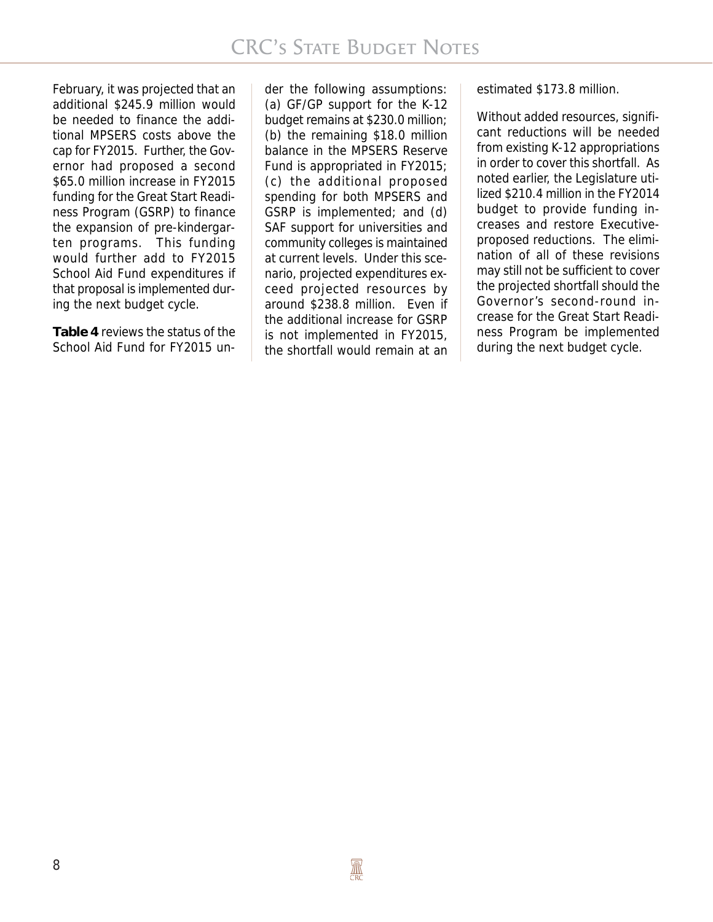February, it was projected that an additional $245.9 million would be needed to finance the additional MPSERS costs above the cap for FY2015. Further, the Governor had proposed a second $65.0 million increase in FY2015 funding for the Great Start Readiness Program (GSRP) to finance the expansion of pre-kindergarten programs. This funding would further add to FY2015 School Aid Fund expenditures if that proposal is implemented during the next budget cycle.

**Table 4** reviews the status of the School Aid Fund for FY2015 under the following assumptions: (a) GF/GP support for the K-12 budget remains at $230.0 million; (b) the remaining $18.0 million balance in the MPSERS Reserve Fund is appropriated in FY2015; (c) the additional proposed spending for both MPSERS and GSRP is implemented; and (d) SAF support for universities and community colleges is maintained at current levels. Under this scenario, projected expenditures exceed projected resources by around $238.8 million. Even if the additional increase for GSRP is not implemented in FY2015, the shortfall would remain at an estimated $173.8 million.

Without added resources, significant reductions will be needed from existing K-12 appropriations in order to cover this shortfall. As noted earlier, the Legislature utilized $210.4 million in the FY2014 budget to provide funding increases and restore Executive-proposed reductions. The elimination of all of these revisions may still not be sufficient to cover the projected shortfall should the Governor's second-round increase for the Great Start Readiness Program be implemented during the next budget cycle.